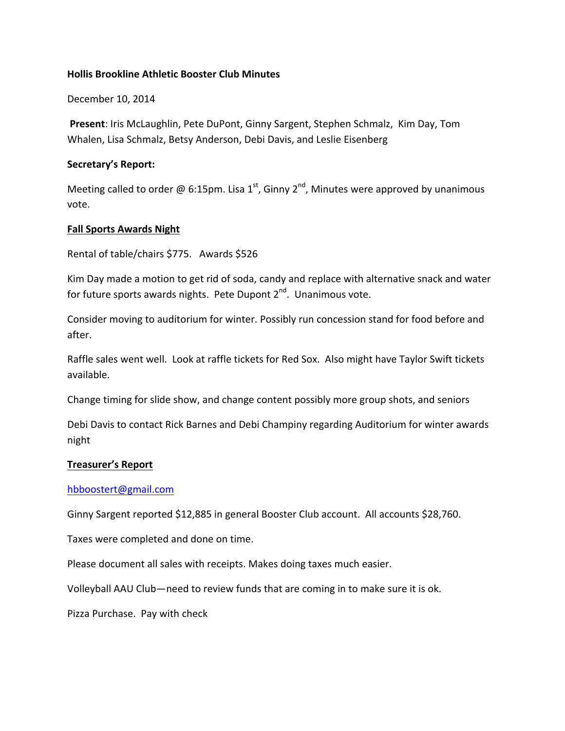**Hollis Brookline Athletic Booster Club Minutes**

December 10, 2014

**Present**: Iris McLaughlin, Pete DuPont, Ginny Sargent, Stephen Schmalz, Kim Day, Tom Whalen, Lisa Schmalz, Betsy Anderson, Debi Davis, and Leslie Eisenberg

**Secretary's Report:**

Meeting called to order @ 6:15pm. Lisa 1st, Ginny 2nd, Minutes were approved by unanimous vote.

**Fall Sports Awards Night**

Rental of table/chairs $775. Awards $526

Kim Day made a motion to get rid of soda, candy and replace with alternative snack and water for future sports awards nights. Pete Dupont 2nd. Unanimous vote.

Consider moving to auditorium for winter. Possibly run concession stand for food before and after.

Raffle sales went well. Look at raffle tickets for Red Sox. Also might have Taylor Swift tickets available.

Change timing for slide show, and change content possibly more group shots, and seniors

Debi Davis to contact Rick Barnes and Debi Champiny regarding Auditorium for winter awards night

**Treasurer's Report**

hbboostert@gmail.com

Ginny Sargent reported $12,885 in general Booster Club account. All accounts $28,760.

Taxes were completed and done on time.

Please document all sales with receipts. Makes doing taxes much easier.

Volleyball AAU Club—need to review funds that are coming in to make sure it is ok.

Pizza Purchase. Pay with check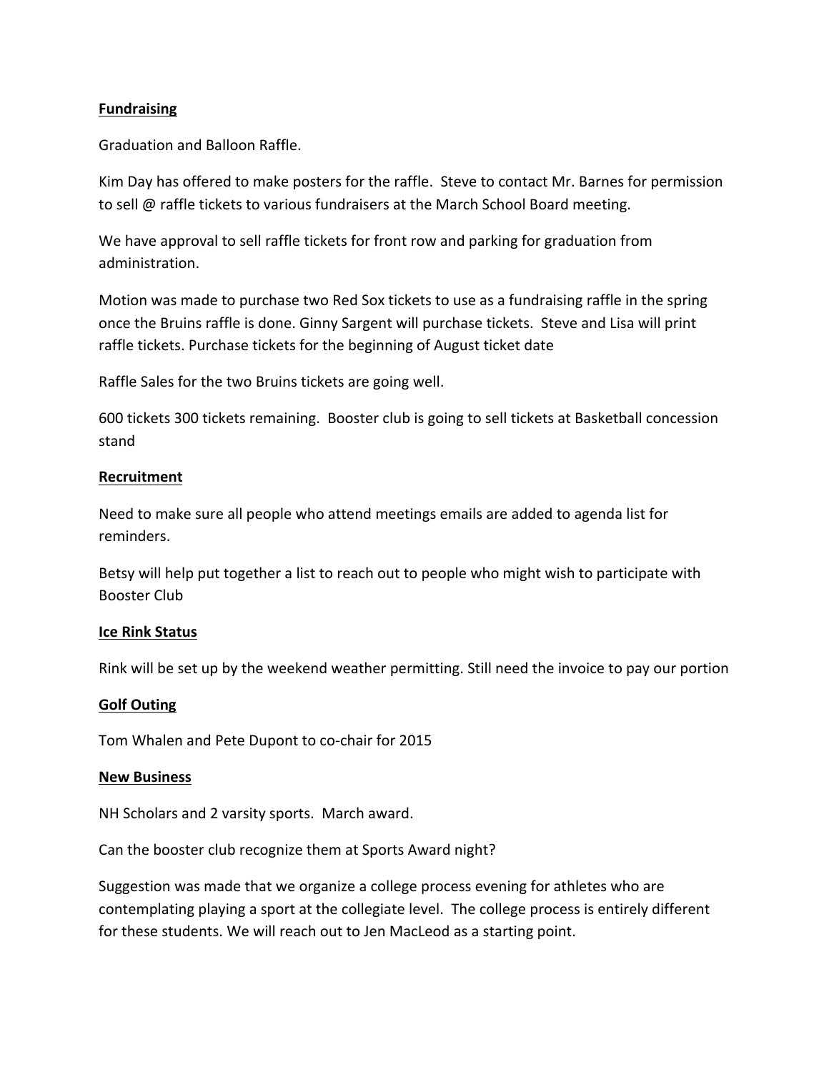**Fundraising**

Graduation and Balloon Raffle.

Kim Day has offered to make posters for the raffle. Steve to contact Mr. Barnes for permission to sell @ raffle tickets to various fundraisers at the March School Board meeting.

We have approval to sell raffle tickets for front row and parking for graduation from administration.

Motion was made to purchase two Red Sox tickets to use as a fundraising raffle in the spring once the Bruins raffle is done. Ginny Sargent will purchase tickets. Steve and Lisa will print raffle tickets. Purchase tickets for the beginning of August ticket date

Raffle Sales for the two Bruins tickets are going well.

600 tickets 300 tickets remaining. Booster club is going to sell tickets at Basketball concession stand

**Recruitment**

Need to make sure all people who attend meetings emails are added to agenda list for reminders.

Betsy will help put together a list to reach out to people who might wish to participate with Booster Club

**Ice Rink Status**

Rink will be set up by the weekend weather permitting. Still need the invoice to pay our portion

**Golf Outing**

Tom Whalen and Pete Dupont to co-chair for 2015

**New Business**

NH Scholars and 2 varsity sports. March award.

Can the booster club recognize them at Sports Award night?

Suggestion was made that we organize a college process evening for athletes who are contemplating playing a sport at the collegiate level. The college process is entirely different for these students. We will reach out to Jen MacLeod as a starting point.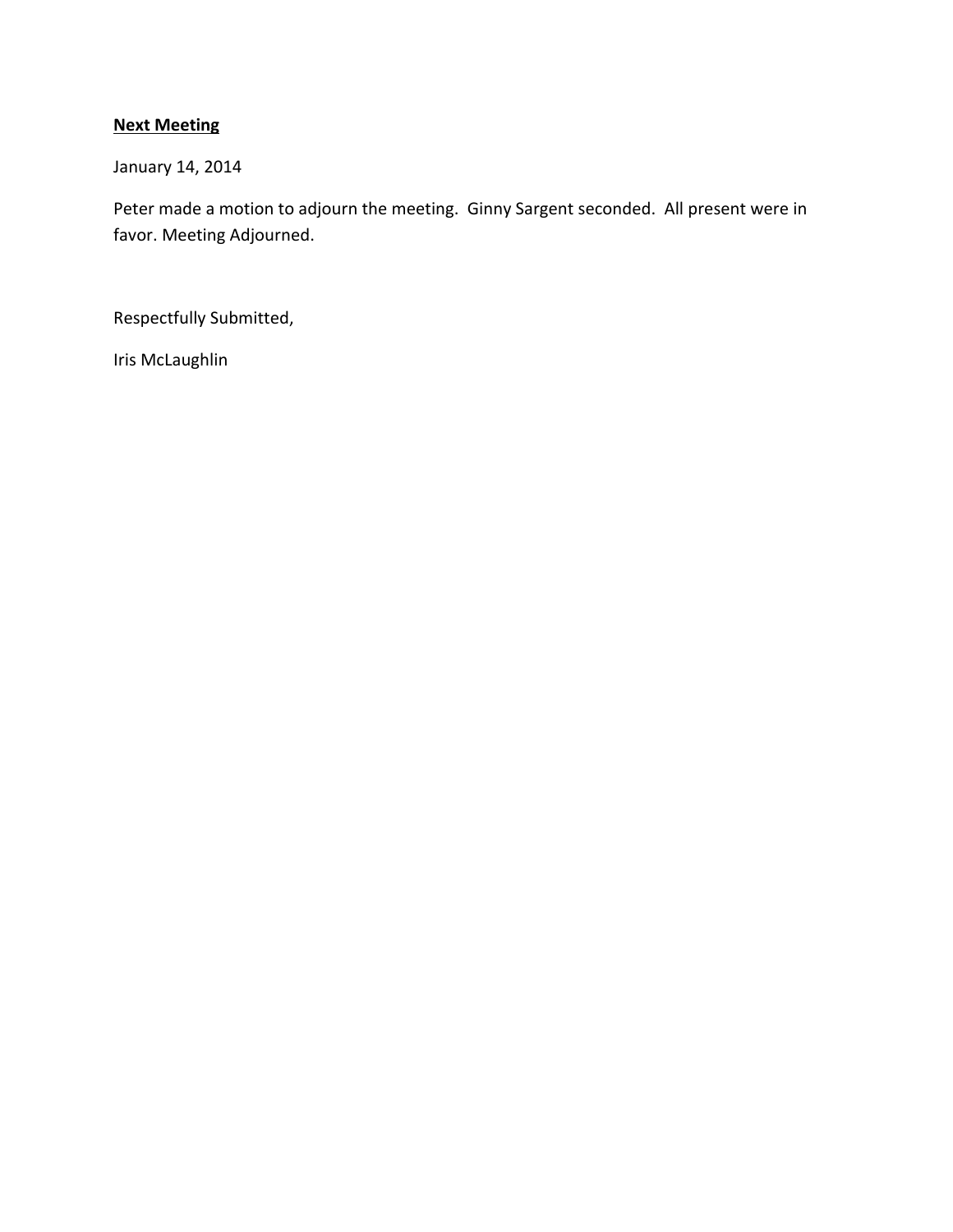**Next Meeting**

January 14, 2014

Peter made a motion to adjourn the meeting. Ginny Sargent seconded. All present were in favor. Meeting Adjourned.

Respectfully Submitted,

Iris McLaughlin